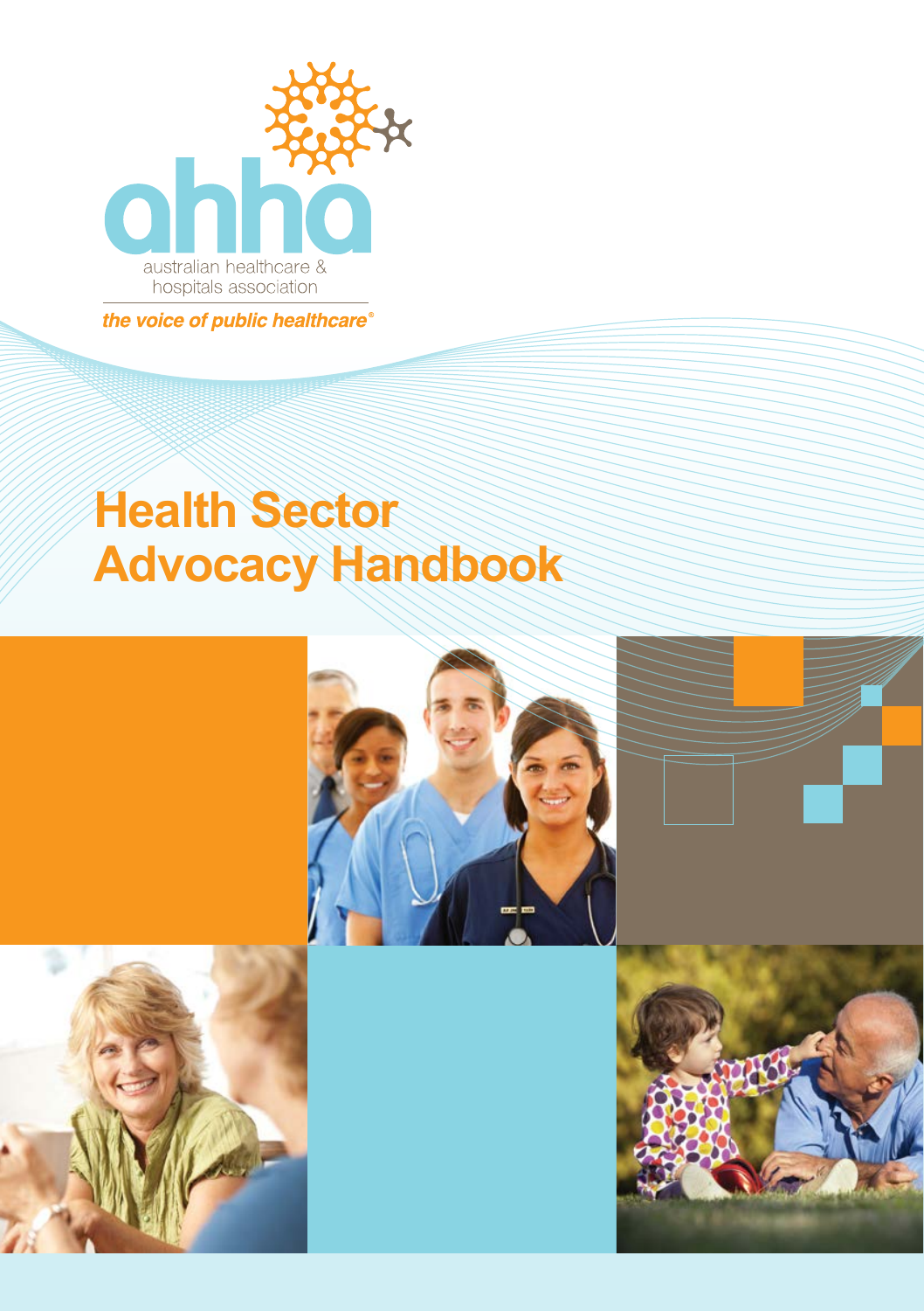ahha

australian healthcare & hospitals association

*the voice of public healthcare®*

# Health Sector Advocacy Handbook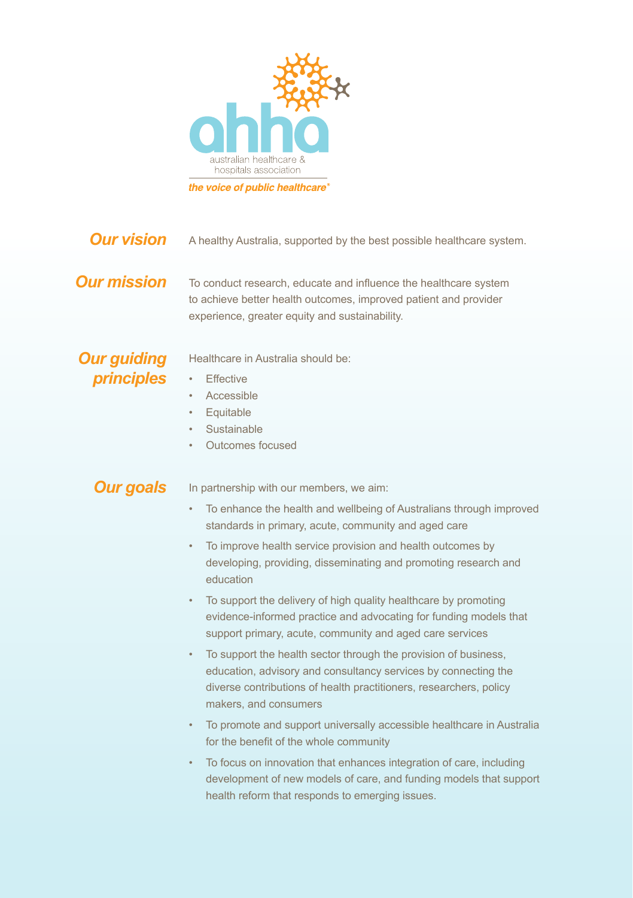ahha

australian healthcare & hospitals association

*the voice of public healthcare*®

## *Our vision*

A healthy Australia, supported by the best possible healthcare system.

## *Our mission*

To conduct research, educate and influence the healthcare system to achieve better health outcomes, improved patient and provider experience, greater equity and sustainability.

## *Our guiding principles*

Healthcare in Australia should be:

- Effective
- Accessible
- Equitable
- Sustainable
- Outcomes focused

## *Our goals*

In partnership with our members, we aim:

- To enhance the health and wellbeing of Australians through improved standards in primary, acute, community and aged care
- To improve health service provision and health outcomes by developing, providing, disseminating and promoting research and education
- To support the delivery of high quality healthcare by promoting evidence-informed practice and advocating for funding models that support primary, acute, community and aged care services
- To support the health sector through the provision of business, education, advisory and consultancy services by connecting the diverse contributions of health practitioners, researchers, policy makers, and consumers
- To promote and support universally accessible healthcare in Australia for the benefit of the whole community
- To focus on innovation that enhances integration of care, including development of new models of care, and funding models that support health reform that responds to emerging issues.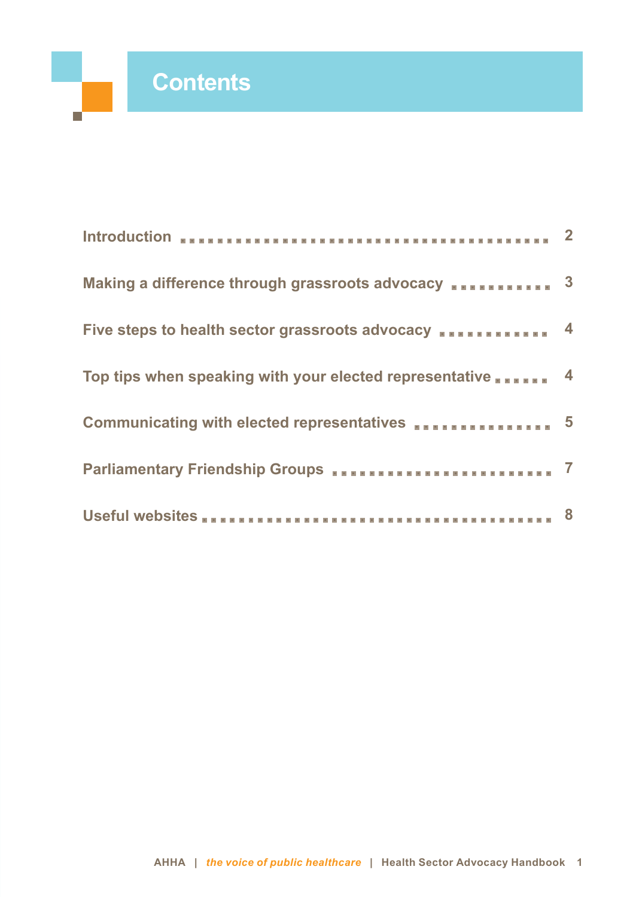# Contents

| | |
|---|---|
| Introduction | 2 |
| Making a difference through grassroots advocacy | 3 |
| Five steps to health sector grassroots advocacy | 4 |
| Top tips when speaking with your elected representative | 4 |
| Communicating with elected representatives | 5 |
| Parliamentary Friendship Groups | 7 |
| Useful websites | 8 |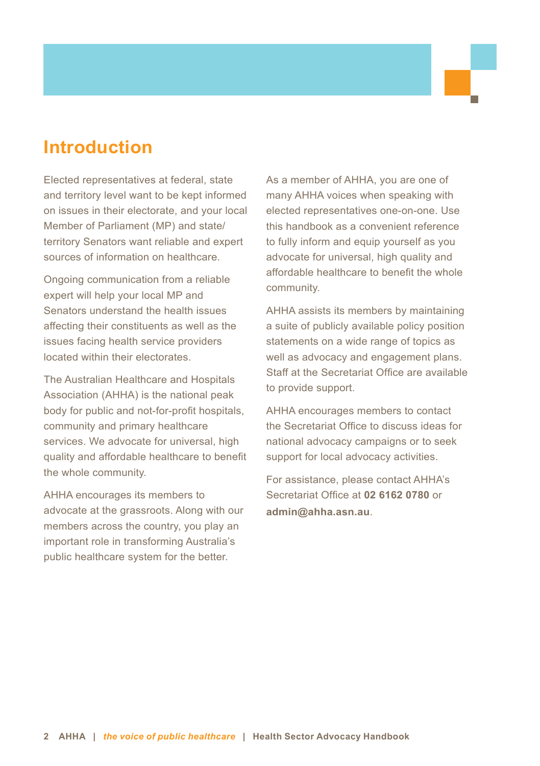# Introduction

Elected representatives at federal, state and territory level want to be kept informed on issues in their electorate, and your local Member of Parliament (MP) and state/territory Senators want reliable and expert sources of information on healthcare.

Ongoing communication from a reliable expert will help your local MP and Senators understand the health issues affecting their constituents as well as the issues facing health service providers located within their electorates.

The Australian Healthcare and Hospitals Association (AHHA) is the national peak body for public and not-for-profit hospitals, community and primary healthcare services. We advocate for universal, high quality and affordable healthcare to benefit the whole community.

AHHA encourages its members to advocate at the grassroots. Along with our members across the country, you play an important role in transforming Australia's public healthcare system for the better.

As a member of AHHA, you are one of many AHHA voices when speaking with elected representatives one-on-one. Use this handbook as a convenient reference to fully inform and equip yourself as you advocate for universal, high quality and affordable healthcare to benefit the whole community.

AHHA assists its members by maintaining a suite of publicly available policy position statements on a wide range of topics as well as advocacy and engagement plans. Staff at the Secretariat Office are available to provide support.

AHHA encourages members to contact the Secretariat Office to discuss ideas for national advocacy campaigns or to seek support for local advocacy activities.

For assistance, please contact AHHA's Secretariat Office at **02 6162 0780** or **admin@ahha.asn.au**.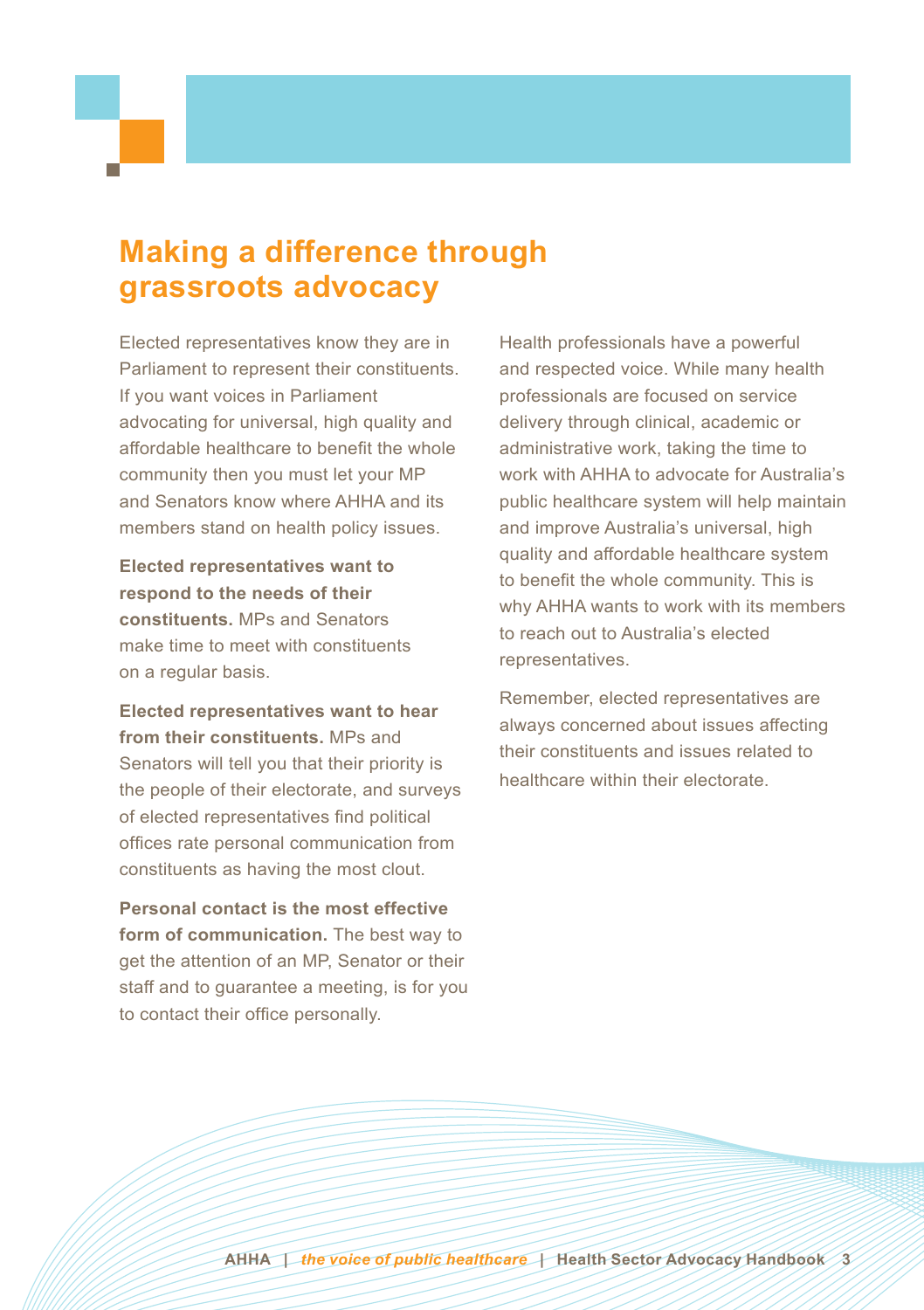# Making a difference through grassroots advocacy

Elected representatives know they are in Parliament to represent their constituents. If you want voices in Parliament advocating for universal, high quality and affordable healthcare to benefit the whole community then you must let your MP and Senators know where AHHA and its members stand on health policy issues.

**Elected representatives want to respond to the needs of their constituents.** MPs and Senators make time to meet with constituents on a regular basis.

**Elected representatives want to hear from their constituents.** MPs and Senators will tell you that their priority is the people of their electorate, and surveys of elected representatives find political offices rate personal communication from constituents as having the most clout.

**Personal contact is the most effective form of communication.** The best way to get the attention of an MP, Senator or their staff and to guarantee a meeting, is for you to contact their office personally.

Health professionals have a powerful and respected voice. While many health professionals are focused on service delivery through clinical, academic or administrative work, taking the time to work with AHHA to advocate for Australia's public healthcare system will help maintain and improve Australia's universal, high quality and affordable healthcare system to benefit the whole community. This is why AHHA wants to work with its members to reach out to Australia's elected representatives.

Remember, elected representatives are always concerned about issues affecting their constituents and issues related to healthcare within their electorate.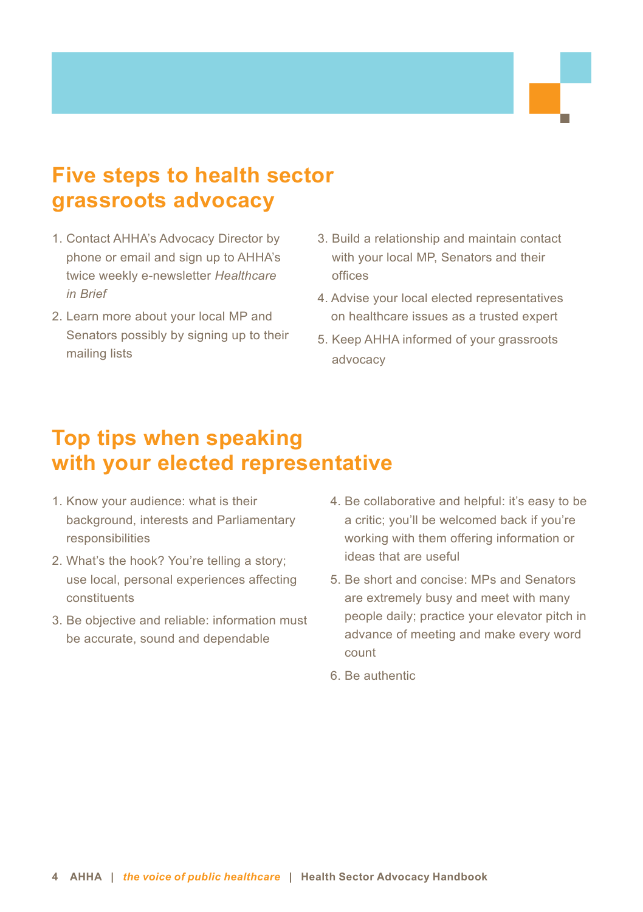## Five steps to health sector grassroots advocacy

1. Contact AHHA's Advocacy Director by phone or email and sign up to AHHA's twice weekly e-newsletter *Healthcare in Brief*
2. Learn more about your local MP and Senators possibly by signing up to their mailing lists
3. Build a relationship and maintain contact with your local MP, Senators and their offices
4. Advise your local elected representatives on healthcare issues as a trusted expert
5. Keep AHHA informed of your grassroots advocacy

## Top tips when speaking with your elected representative

1. Know your audience: what is their background, interests and Parliamentary responsibilities
2. What's the hook? You're telling a story; use local, personal experiences affecting constituents
3. Be objective and reliable: information must be accurate, sound and dependable
4. Be collaborative and helpful: it's easy to be a critic; you'll be welcomed back if you're working with them offering information or ideas that are useful
5. Be short and concise: MPs and Senators are extremely busy and meet with many people daily; practice your elevator pitch in advance of meeting and make every word count
6. Be authentic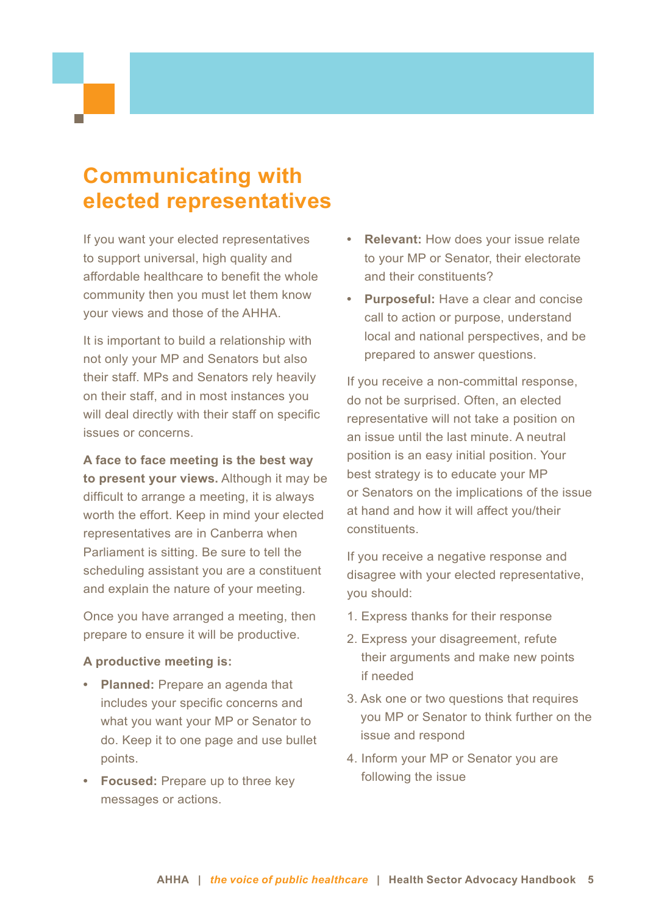# Communicating with elected representatives

If you want your elected representatives to support universal, high quality and affordable healthcare to benefit the whole community then you must let them know your views and those of the AHHA.

It is important to build a relationship with not only your MP and Senators but also their staff. MPs and Senators rely heavily on their staff, and in most instances you will deal directly with their staff on specific issues or concerns.

**A face to face meeting is the best way to present your views.** Although it may be difficult to arrange a meeting, it is always worth the effort. Keep in mind your elected representatives are in Canberra when Parliament is sitting. Be sure to tell the scheduling assistant you are a constituent and explain the nature of your meeting.

Once you have arranged a meeting, then prepare to ensure it will be productive.

**A productive meeting is:**

- **Planned:** Prepare an agenda that includes your specific concerns and what you want your MP or Senator to do. Keep it to one page and use bullet points.
- **Focused:** Prepare up to three key messages or actions.
- **Relevant:** How does your issue relate to your MP or Senator, their electorate and their constituents?
- **Purposeful:** Have a clear and concise call to action or purpose, understand local and national perspectives, and be prepared to answer questions.

If you receive a non-committal response, do not be surprised. Often, an elected representative will not take a position on an issue until the last minute. A neutral position is an easy initial position. Your best strategy is to educate your MP or Senators on the implications of the issue at hand and how it will affect you/their constituents.

If you receive a negative response and disagree with your elected representative, you should:

1. Express thanks for their response
2. Express your disagreement, refute their arguments and make new points if needed
3. Ask one or two questions that requires you MP or Senator to think further on the issue and respond
4. Inform your MP or Senator you are following the issue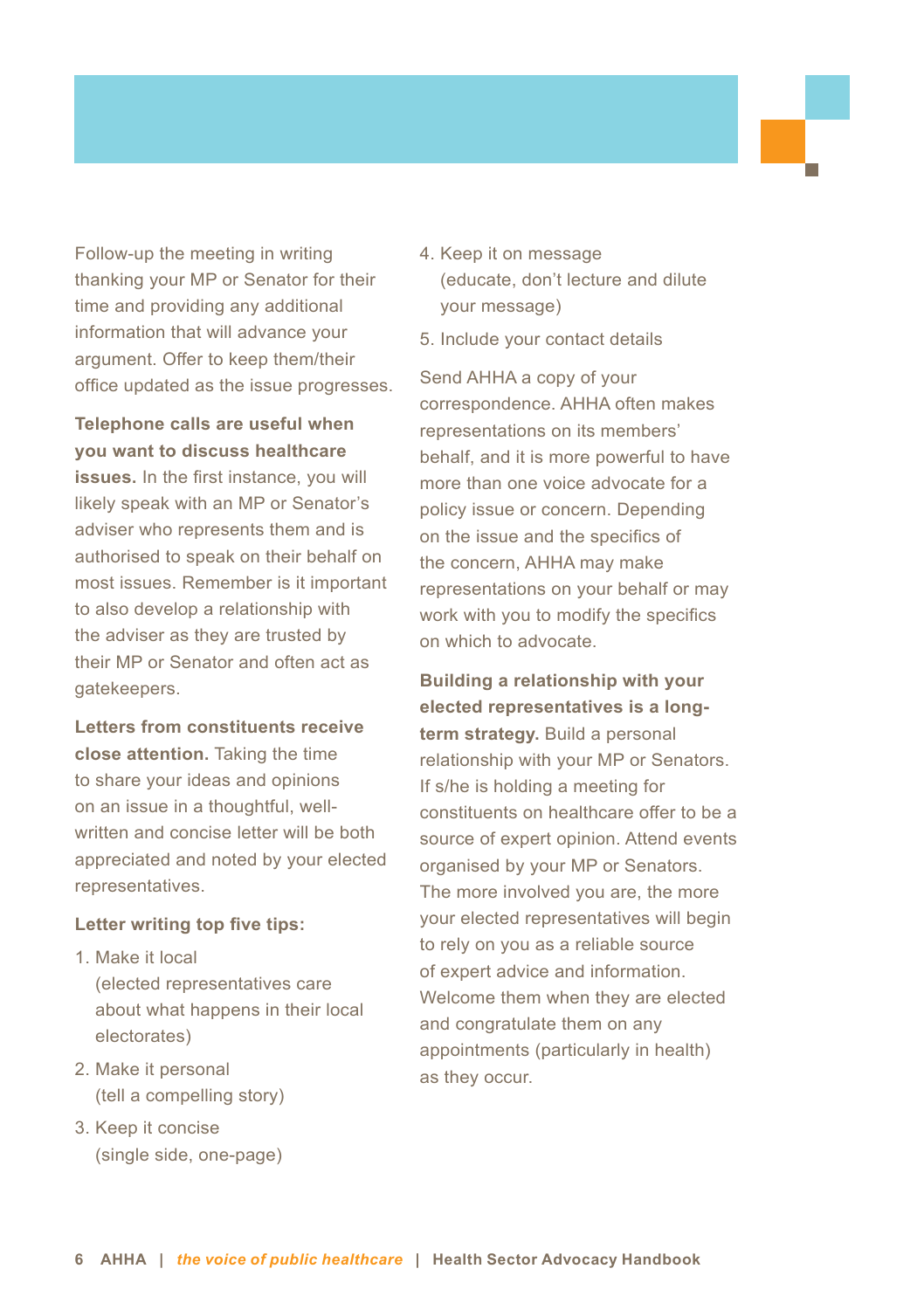Follow-up the meeting in writing thanking your MP or Senator for their time and providing any additional information that will advance your argument. Offer to keep them/their office updated as the issue progresses.

**Telephone calls are useful when you want to discuss healthcare issues.** In the first instance, you will likely speak with an MP or Senator's adviser who represents them and is authorised to speak on their behalf on most issues. Remember is it important to also develop a relationship with the adviser as they are trusted by their MP or Senator and often act as gatekeepers.

**Letters from constituents receive close attention.** Taking the time to share your ideas and opinions on an issue in a thoughtful, well-written and concise letter will be both appreciated and noted by your elected representatives.

**Letter writing top five tips:**

1. Make it local (elected representatives care about what happens in their local electorates)
2. Make it personal (tell a compelling story)
3. Keep it concise (single side, one-page)
4. Keep it on message (educate, don't lecture and dilute your message)
5. Include your contact details

Send AHHA a copy of your correspondence. AHHA often makes representations on its members' behalf, and it is more powerful to have more than one voice advocate for a policy issue or concern. Depending on the issue and the specifics of the concern, AHHA may make representations on your behalf or may work with you to modify the specifics on which to advocate.

**Building a relationship with your elected representatives is a long-term strategy.** Build a personal relationship with your MP or Senators. If s/he is holding a meeting for constituents on healthcare offer to be a source of expert opinion. Attend events organised by your MP or Senators. The more involved you are, the more your elected representatives will begin to rely on you as a reliable source of expert advice and information. Welcome them when they are elected and congratulate them on any appointments (particularly in health) as they occur.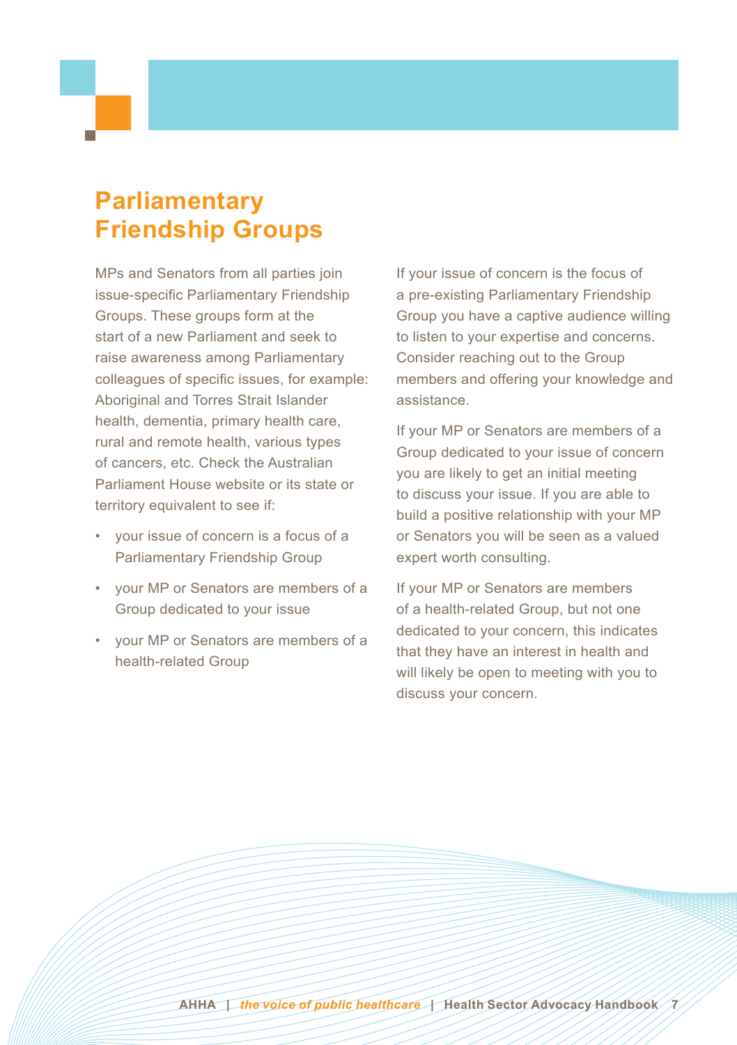# Parliamentary Friendship Groups

MPs and Senators from all parties join issue-specific Parliamentary Friendship Groups. These groups form at the start of a new Parliament and seek to raise awareness among Parliamentary colleagues of specific issues, for example: Aboriginal and Torres Strait Islander health, dementia, primary health care, rural and remote health, various types of cancers, etc. Check the Australian Parliament House website or its state or territory equivalent to see if:

- your issue of concern is a focus of a Parliamentary Friendship Group
- your MP or Senators are members of a Group dedicated to your issue
- your MP or Senators are members of a health-related Group

If your issue of concern is the focus of a pre-existing Parliamentary Friendship Group you have a captive audience willing to listen to your expertise and concerns. Consider reaching out to the Group members and offering your knowledge and assistance.

If your MP or Senators are members of a Group dedicated to your issue of concern you are likely to get an initial meeting to discuss your issue. If you are able to build a positive relationship with your MP or Senators you will be seen as a valued expert worth consulting.

If your MP or Senators are members of a health-related Group, but not one dedicated to your concern, this indicates that they have an interest in health and will likely be open to meeting with you to discuss your concern.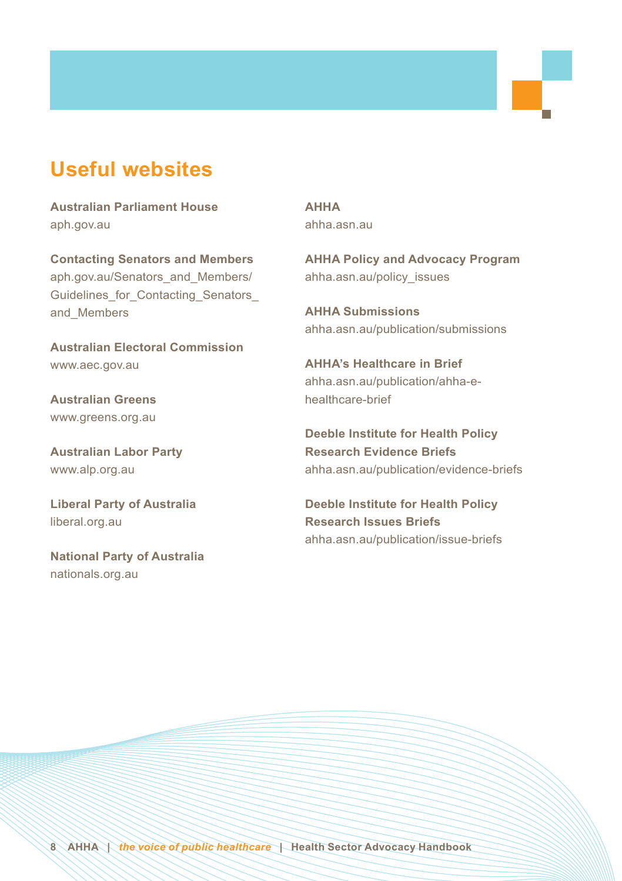## Useful websites

**Australian Parliament House**
aph.gov.au

**Contacting Senators and Members**
aph.gov.au/Senators_and_Members/Guidelines_for_Contacting_Senators_and_Members

**Australian Electoral Commission**
www.aec.gov.au

**Australian Greens**
www.greens.org.au

**Australian Labor Party**
www.alp.org.au

**Liberal Party of Australia**
liberal.org.au

**National Party of Australia**
nationals.org.au

**AHHA**
ahha.asn.au

**AHHA Policy and Advocacy Program**
ahha.asn.au/policy_issues

**AHHA Submissions**
ahha.asn.au/publication/submissions

**AHHA's Healthcare in Brief**
ahha.asn.au/publication/ahha-e-healthcare-brief

**Deeble Institute for Health Policy Research Evidence Briefs**
ahha.asn.au/publication/evidence-briefs

**Deeble Institute for Health Policy Research Issues Briefs**
ahha.asn.au/publication/issue-briefs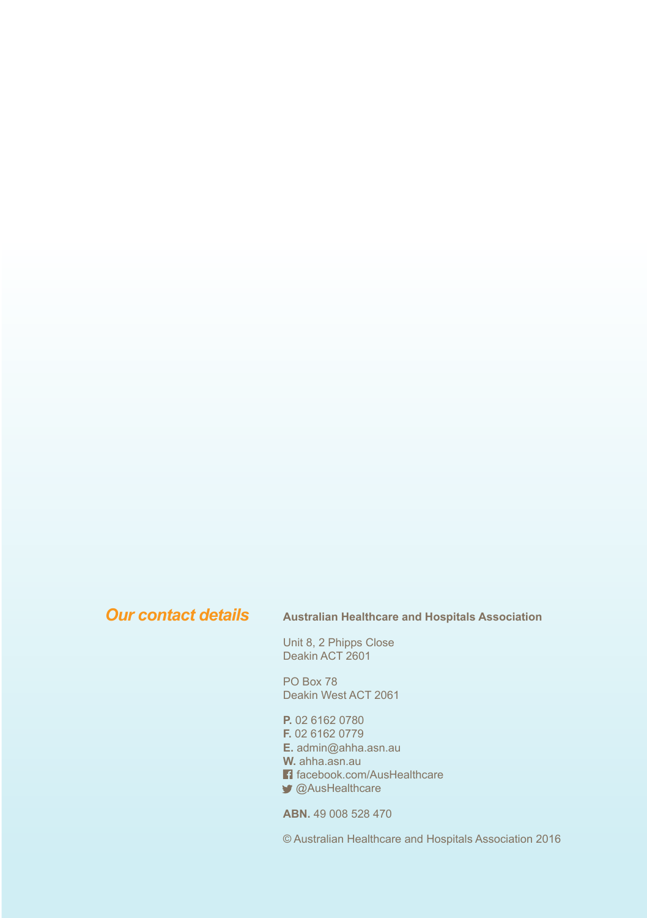## *Our contact details*

**Australian Healthcare and Hospitals Association**

Unit 8, 2 Phipps Close
Deakin ACT 2601

PO Box 78
Deakin West ACT 2061

**P.** 02 6162 0780
**F.** 02 6162 0779
**E.** admin@ahha.asn.au
**W.** ahha.asn.au
facebook.com/AusHealthcare
@AusHealthcare

**ABN.** 49 008 528 470

© Australian Healthcare and Hospitals Association 2016